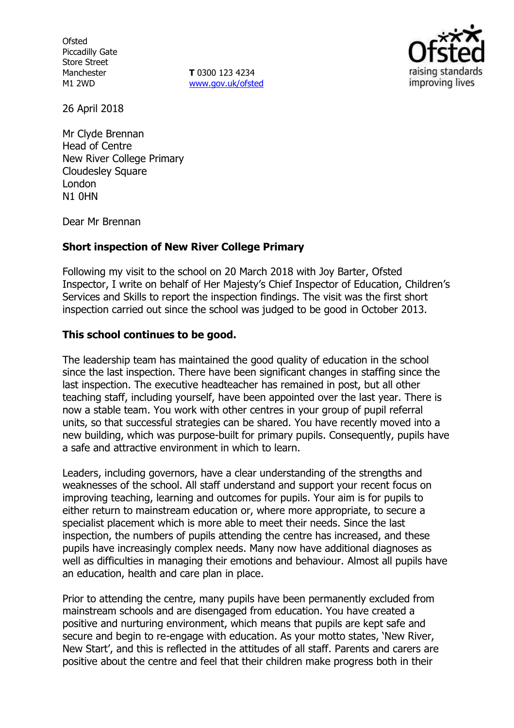Ofsted
Piccadilly Gate
Store Street
Manchester
M1 2WD

**T** 0300 123 4234
www.gov.uk/ofsted

26 April 2018

Mr Clyde Brennan
Head of Centre
New River College Primary
Cloudesley Square
London
N1 0HN

Dear Mr Brennan

**Short inspection of New River College Primary**

Following my visit to the school on 20 March 2018 with Joy Barter, Ofsted Inspector, I write on behalf of Her Majesty's Chief Inspector of Education, Children's Services and Skills to report the inspection findings. The visit was the first short inspection carried out since the school was judged to be good in October 2013.

**This school continues to be good.**

The leadership team has maintained the good quality of education in the school since the last inspection. There have been significant changes in staffing since the last inspection. The executive headteacher has remained in post, but all other teaching staff, including yourself, have been appointed over the last year. There is now a stable team. You work with other centres in your group of pupil referral units, so that successful strategies can be shared. You have recently moved into a new building, which was purpose-built for primary pupils. Consequently, pupils have a safe and attractive environment in which to learn.

Leaders, including governors, have a clear understanding of the strengths and weaknesses of the school. All staff understand and support your recent focus on improving teaching, learning and outcomes for pupils. Your aim is for pupils to either return to mainstream education or, where more appropriate, to secure a specialist placement which is more able to meet their needs. Since the last inspection, the numbers of pupils attending the centre has increased, and these pupils have increasingly complex needs. Many now have additional diagnoses as well as difficulties in managing their emotions and behaviour. Almost all pupils have an education, health and care plan in place.

Prior to attending the centre, many pupils have been permanently excluded from mainstream schools and are disengaged from education. You have created a positive and nurturing environment, which means that pupils are kept safe and secure and begin to re-engage with education. As your motto states, 'New River, New Start', and this is reflected in the attitudes of all staff. Parents and carers are positive about the centre and feel that their children make progress both in their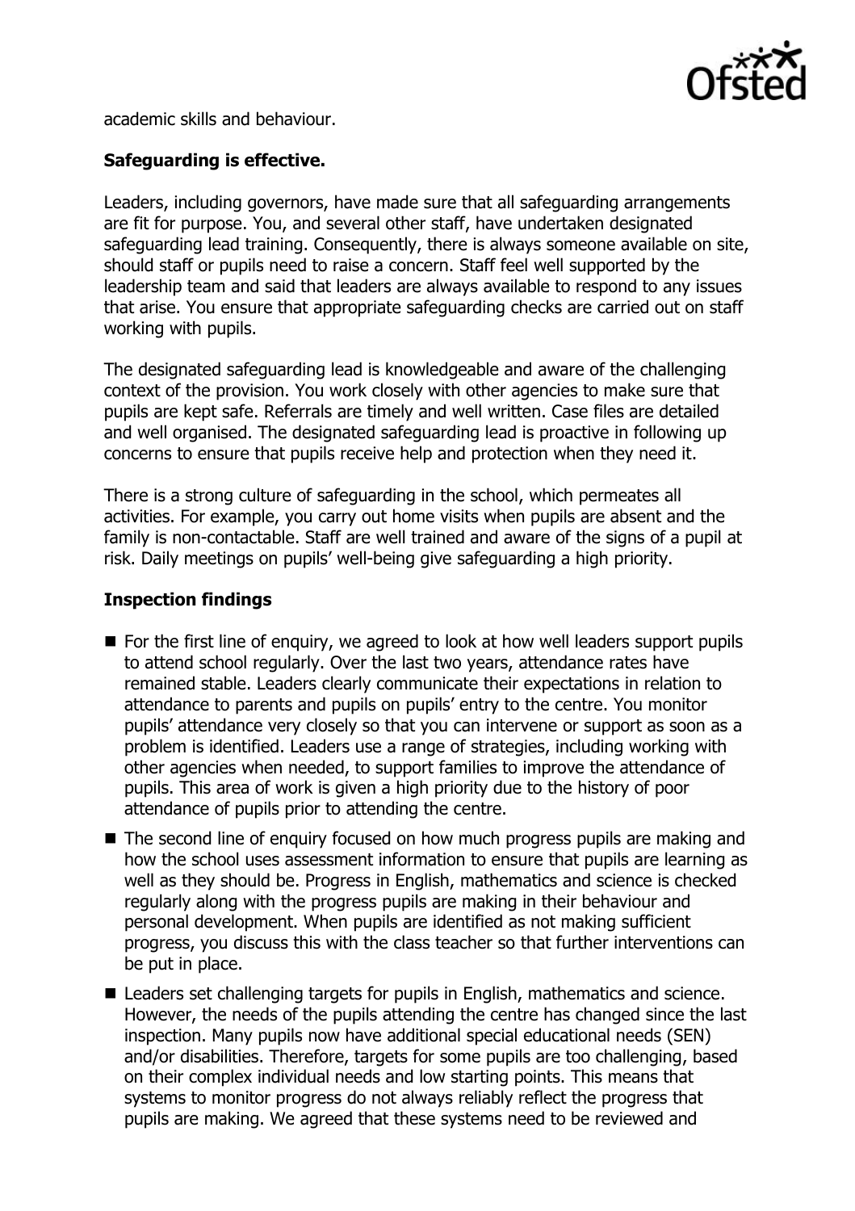academic skills and behaviour.

**Safeguarding is effective.**

Leaders, including governors, have made sure that all safeguarding arrangements are fit for purpose. You, and several other staff, have undertaken designated safeguarding lead training. Consequently, there is always someone available on site, should staff or pupils need to raise a concern. Staff feel well supported by the leadership team and said that leaders are always available to respond to any issues that arise. You ensure that appropriate safeguarding checks are carried out on staff working with pupils.

The designated safeguarding lead is knowledgeable and aware of the challenging context of the provision. You work closely with other agencies to make sure that pupils are kept safe. Referrals are timely and well written. Case files are detailed and well organised. The designated safeguarding lead is proactive in following up concerns to ensure that pupils receive help and protection when they need it.

There is a strong culture of safeguarding in the school, which permeates all activities. For example, you carry out home visits when pupils are absent and the family is non-contactable. Staff are well trained and aware of the signs of a pupil at risk. Daily meetings on pupils' well-being give safeguarding a high priority.

**Inspection findings**

- For the first line of enquiry, we agreed to look at how well leaders support pupils to attend school regularly. Over the last two years, attendance rates have remained stable. Leaders clearly communicate their expectations in relation to attendance to parents and pupils on pupils' entry to the centre. You monitor pupils' attendance very closely so that you can intervene or support as soon as a problem is identified. Leaders use a range of strategies, including working with other agencies when needed, to support families to improve the attendance of pupils. This area of work is given a high priority due to the history of poor attendance of pupils prior to attending the centre.
- The second line of enquiry focused on how much progress pupils are making and how the school uses assessment information to ensure that pupils are learning as well as they should be. Progress in English, mathematics and science is checked regularly along with the progress pupils are making in their behaviour and personal development. When pupils are identified as not making sufficient progress, you discuss this with the class teacher so that further interventions can be put in place.
- Leaders set challenging targets for pupils in English, mathematics and science. However, the needs of the pupils attending the centre has changed since the last inspection. Many pupils now have additional special educational needs (SEN) and/or disabilities. Therefore, targets for some pupils are too challenging, based on their complex individual needs and low starting points. This means that systems to monitor progress do not always reliably reflect the progress that pupils are making. We agreed that these systems need to be reviewed and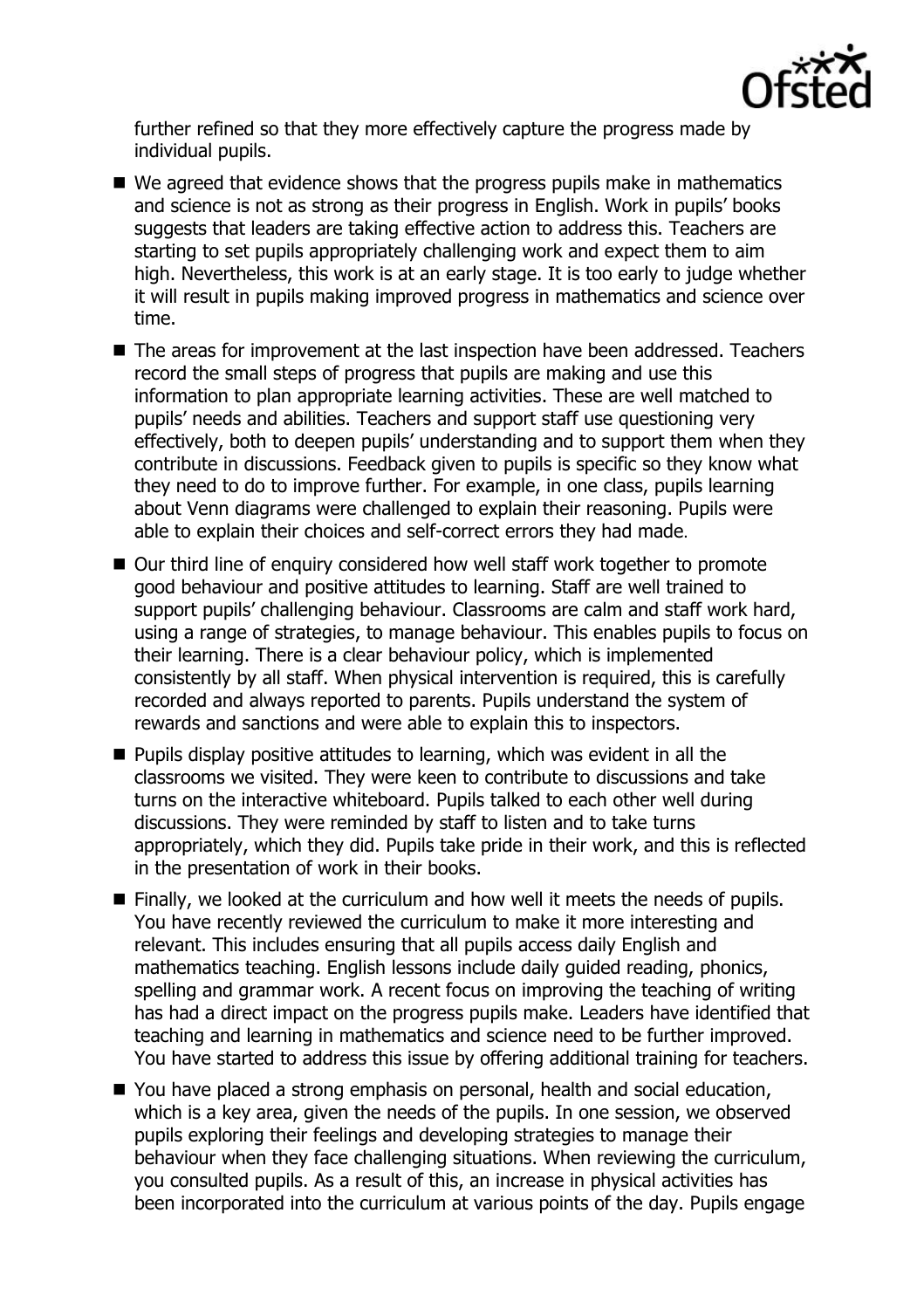further refined so that they more effectively capture the progress made by individual pupils.

- We agreed that evidence shows that the progress pupils make in mathematics and science is not as strong as their progress in English. Work in pupils' books suggests that leaders are taking effective action to address this. Teachers are starting to set pupils appropriately challenging work and expect them to aim high. Nevertheless, this work is at an early stage. It is too early to judge whether it will result in pupils making improved progress in mathematics and science over time.
- The areas for improvement at the last inspection have been addressed. Teachers record the small steps of progress that pupils are making and use this information to plan appropriate learning activities. These are well matched to pupils' needs and abilities. Teachers and support staff use questioning very effectively, both to deepen pupils' understanding and to support them when they contribute in discussions. Feedback given to pupils is specific so they know what they need to do to improve further. For example, in one class, pupils learning about Venn diagrams were challenged to explain their reasoning. Pupils were able to explain their choices and self-correct errors they had made.
- Our third line of enquiry considered how well staff work together to promote good behaviour and positive attitudes to learning. Staff are well trained to support pupils' challenging behaviour. Classrooms are calm and staff work hard, using a range of strategies, to manage behaviour. This enables pupils to focus on their learning. There is a clear behaviour policy, which is implemented consistently by all staff. When physical intervention is required, this is carefully recorded and always reported to parents. Pupils understand the system of rewards and sanctions and were able to explain this to inspectors.
- Pupils display positive attitudes to learning, which was evident in all the classrooms we visited. They were keen to contribute to discussions and take turns on the interactive whiteboard. Pupils talked to each other well during discussions. They were reminded by staff to listen and to take turns appropriately, which they did. Pupils take pride in their work, and this is reflected in the presentation of work in their books.
- Finally, we looked at the curriculum and how well it meets the needs of pupils. You have recently reviewed the curriculum to make it more interesting and relevant. This includes ensuring that all pupils access daily English and mathematics teaching. English lessons include daily guided reading, phonics, spelling and grammar work. A recent focus on improving the teaching of writing has had a direct impact on the progress pupils make. Leaders have identified that teaching and learning in mathematics and science need to be further improved. You have started to address this issue by offering additional training for teachers.
- You have placed a strong emphasis on personal, health and social education, which is a key area, given the needs of the pupils. In one session, we observed pupils exploring their feelings and developing strategies to manage their behaviour when they face challenging situations. When reviewing the curriculum, you consulted pupils. As a result of this, an increase in physical activities has been incorporated into the curriculum at various points of the day. Pupils engage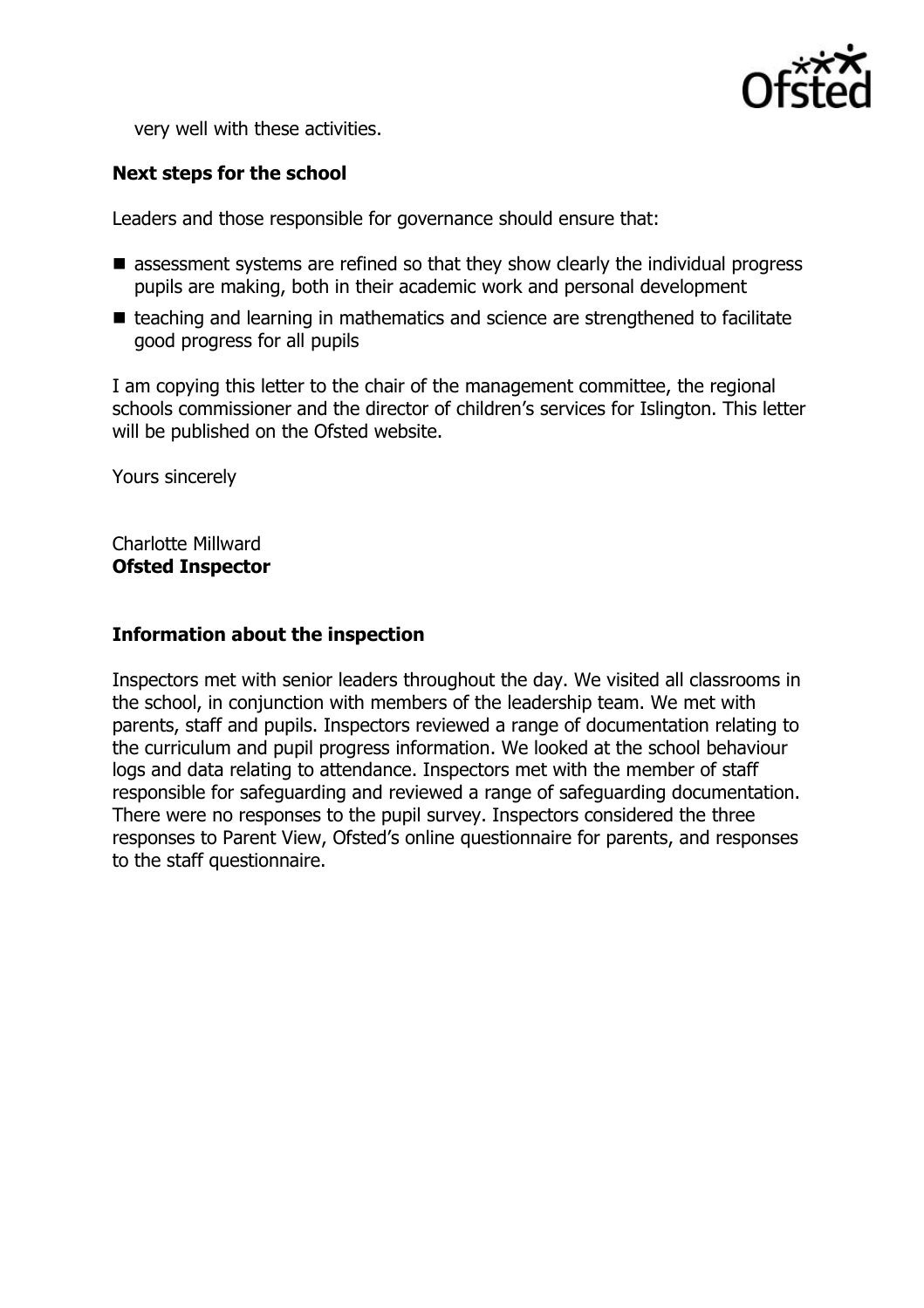very well with these activities.

**Next steps for the school**

Leaders and those responsible for governance should ensure that:

- assessment systems are refined so that they show clearly the individual progress pupils are making, both in their academic work and personal development
- teaching and learning in mathematics and science are strengthened to facilitate good progress for all pupils

I am copying this letter to the chair of the management committee, the regional schools commissioner and the director of children's services for Islington. This letter will be published on the Ofsted website.

Yours sincerely

Charlotte Millward
**Ofsted Inspector**

## Information about the inspection

Inspectors met with senior leaders throughout the day. We visited all classrooms in the school, in conjunction with members of the leadership team. We met with parents, staff and pupils. Inspectors reviewed a range of documentation relating to the curriculum and pupil progress information. We looked at the school behaviour logs and data relating to attendance. Inspectors met with the member of staff responsible for safeguarding and reviewed a range of safeguarding documentation. There were no responses to the pupil survey. Inspectors considered the three responses to Parent View, Ofsted's online questionnaire for parents, and responses to the staff questionnaire.